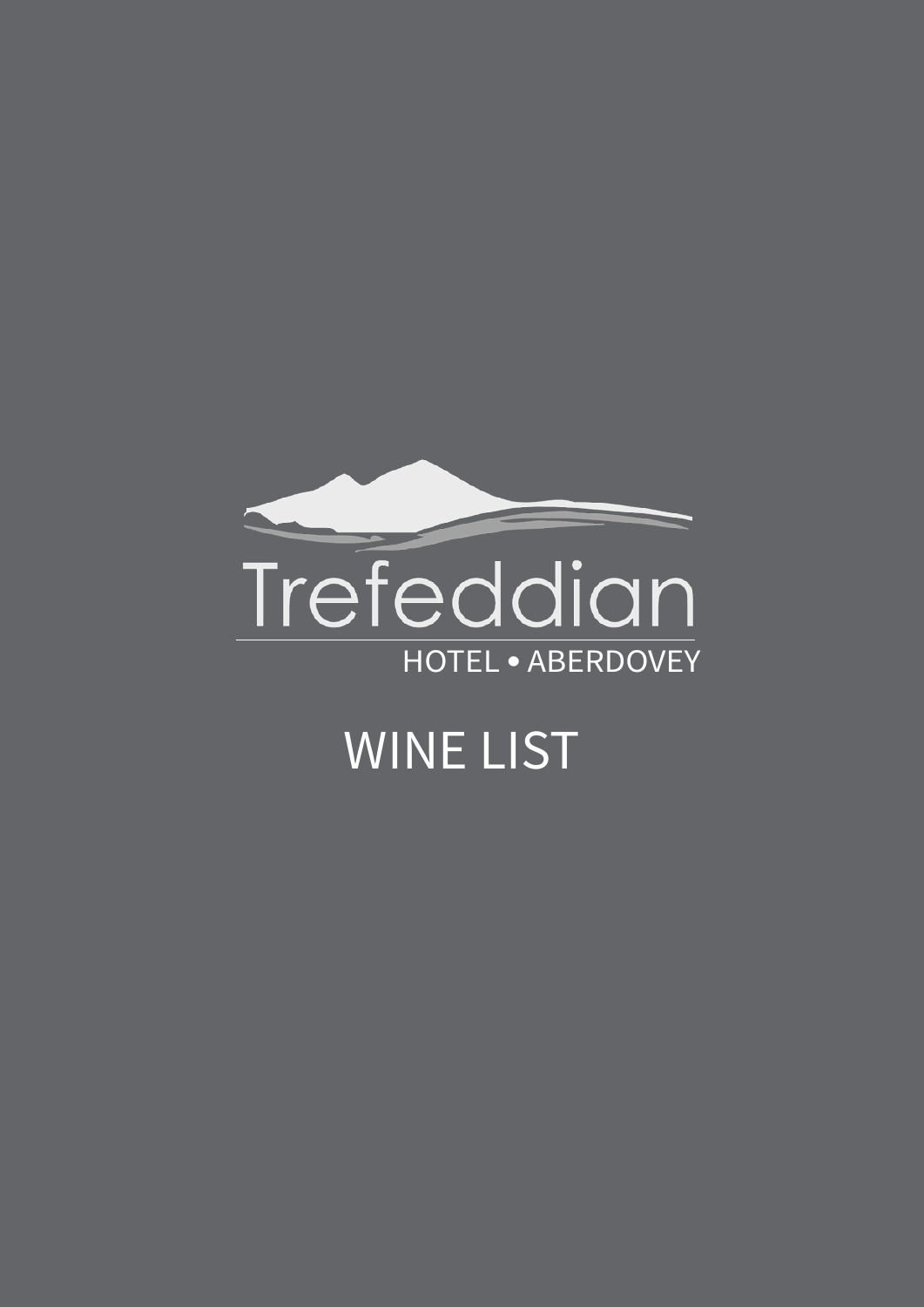Trefeddian

HOTEL • ABERDOVEY

# WINE LIST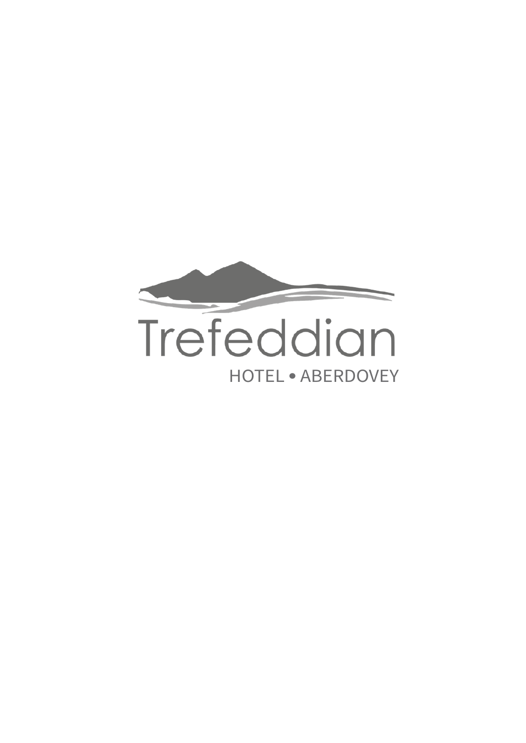Trefeddian

HOTEL • ABERDOVEY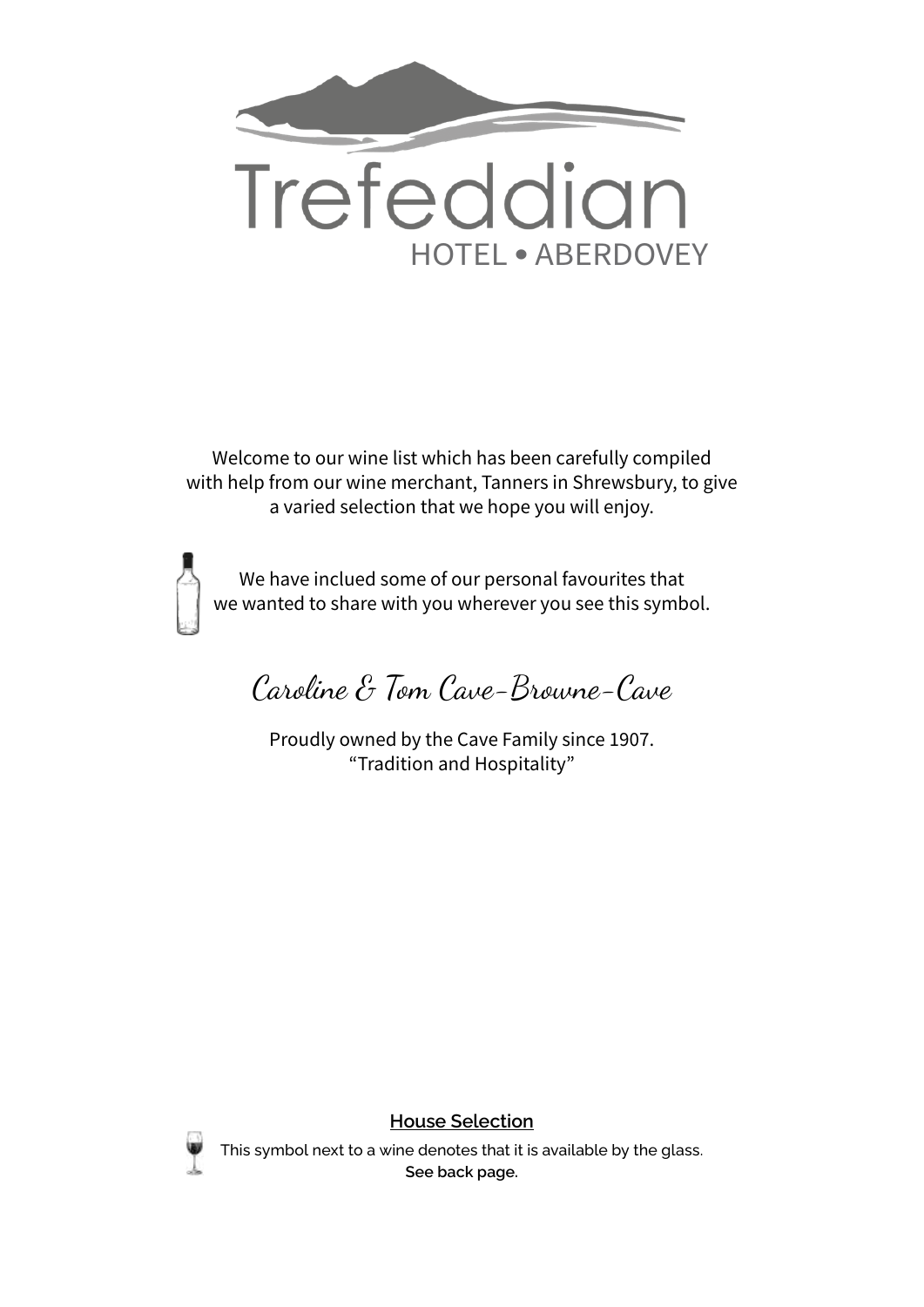# Trefeddian

HOTEL • ABERDOVEY

Welcome to our wine list which has been carefully compiled with help from our wine merchant, Tanners in Shrewsbury, to give a varied selection that we hope you will enjoy.

We have inclued some of our personal favourites that we wanted to share with you wherever you see this symbol.

*Caroline & Tom Cave-Browne-Cave*

Proudly owned by the Cave Family since 1907.
“Tradition and Hospitality”

**House Selection**

This symbol next to a wine denotes that it is available by the glass.
**See back page.**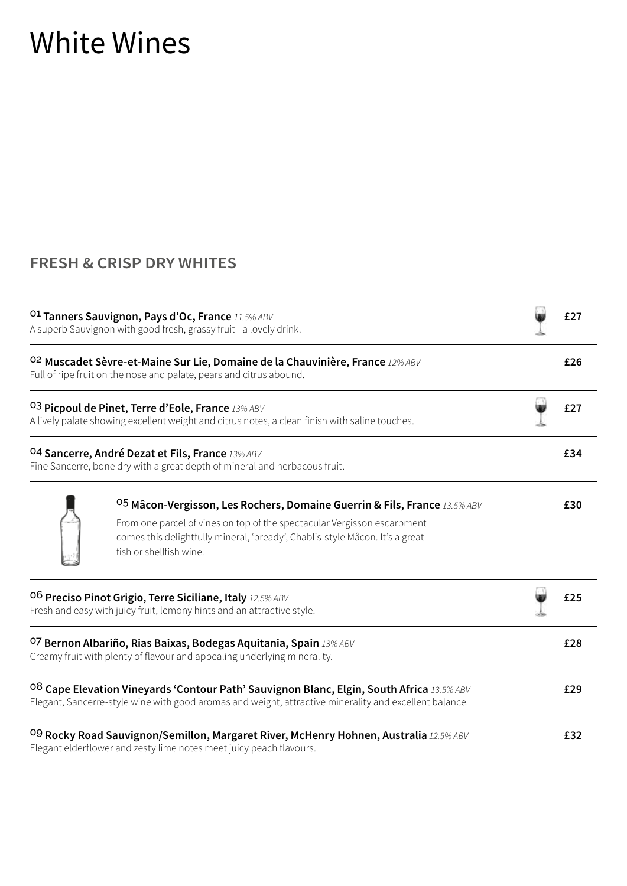# White Wines

## FRESH & CRISP DRY WHITES

01 **Tanners Sauvignon, Pays d'Oc, France** *11.5% ABV* — **£27**
A superb Sauvignon with good fresh, grassy fruit - a lovely drink.

02 **Muscadet Sèvre-et-Maine Sur Lie, Domaine de la Chauvinière, France** *12% ABV* — **£26**
Full of ripe fruit on the nose and palate, pears and citrus abound.

03 **Picpoul de Pinet, Terre d'Eole, France** *13% ABV* — **£27**
A lively palate showing excellent weight and citrus notes, a clean finish with saline touches.

04 **Sancerre, André Dezat et Fils, France** *13% ABV* — **£34**
Fine Sancerre, bone dry with a great depth of mineral and herbacous fruit.

05 **Mâcon-Vergisson, Les Rochers, Domaine Guerrin & Fils, France** *13.5% ABV* — **£30**
From one parcel of vines on top of the spectacular Vergisson escarpment comes this delightfully mineral, 'bready', Chablis-style Mâcon. It's a great fish or shellfish wine.

06 **Preciso Pinot Grigio, Terre Siciliane, Italy** *12.5% ABV* — **£25**
Fresh and easy with juicy fruit, lemony hints and an attractive style.

07 **Bernon Albariño, Rias Baixas, Bodegas Aquitania, Spain** *13% ABV* — **£28**
Creamy fruit with plenty of flavour and appealing underlying minerality.

08 **Cape Elevation Vineyards 'Contour Path' Sauvignon Blanc, Elgin, South Africa** *13.5% ABV* — **£29**
Elegant, Sancerre-style wine with good aromas and weight, attractive minerality and excellent balance.

09 **Rocky Road Sauvignon/Semillon, Margaret River, McHenry Hohnen, Australia** *12.5% ABV* — **£32**
Elegant elderflower and zesty lime notes meet juicy peach flavours.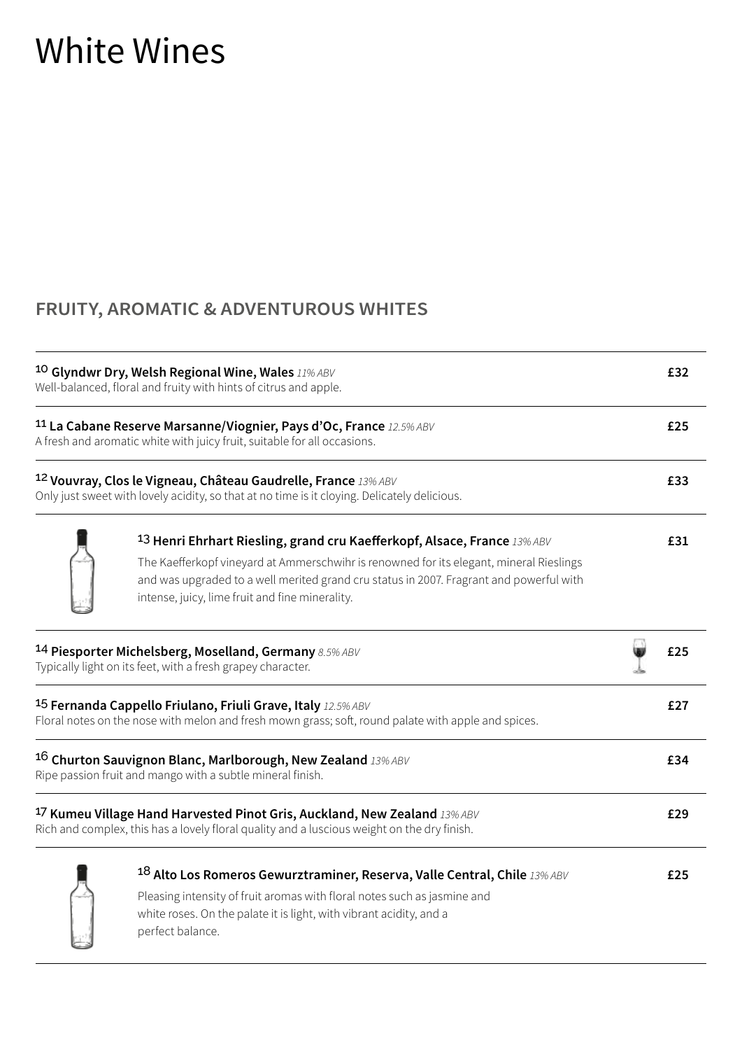# White Wines

## FRUITY, AROMATIC & ADVENTUROUS WHITES

10 **Glyndwr Dry, Welsh Regional Wine, Wales** *11% ABV* **£32**
Well-balanced, floral and fruity with hints of citrus and apple.

11 **La Cabane Reserve Marsanne/Viognier, Pays d'Oc, France** *12.5% ABV* **£25**
A fresh and aromatic white with juicy fruit, suitable for all occasions.

12 **Vouvray, Clos le Vigneau, Château Gaudrelle, France** *13% ABV* **£33**
Only just sweet with lovely acidity, so that at no time is it cloying. Delicately delicious.

13 **Henri Ehrhart Riesling, grand cru Kaefferkopf, Alsace, France** *13% ABV* **£31**
The Kaefferkopf vineyard at Ammerschwihr is renowned for its elegant, mineral Rieslings and was upgraded to a well merited grand cru status in 2007. Fragrant and powerful with intense, juicy, lime fruit and fine minerality.

14 **Piesporter Michelsberg, Moselland, Germany** *8.5% ABV* **£25**
Typically light on its feet, with a fresh grapey character.

15 **Fernanda Cappello Friulano, Friuli Grave, Italy** *12.5% ABV* **£27**
Floral notes on the nose with melon and fresh mown grass; soft, round palate with apple and spices.

16 **Churton Sauvignon Blanc, Marlborough, New Zealand** *13% ABV* **£34**
Ripe passion fruit and mango with a subtle mineral finish.

17 **Kumeu Village Hand Harvested Pinot Gris, Auckland, New Zealand** *13% ABV* **£29**
Rich and complex, this has a lovely floral quality and a luscious weight on the dry finish.

18 **Alto Los Romeros Gewurztraminer, Reserva, Valle Central, Chile** *13% ABV* **£25**
Pleasing intensity of fruit aromas with floral notes such as jasmine and white roses. On the palate it is light, with vibrant acidity, and a perfect balance.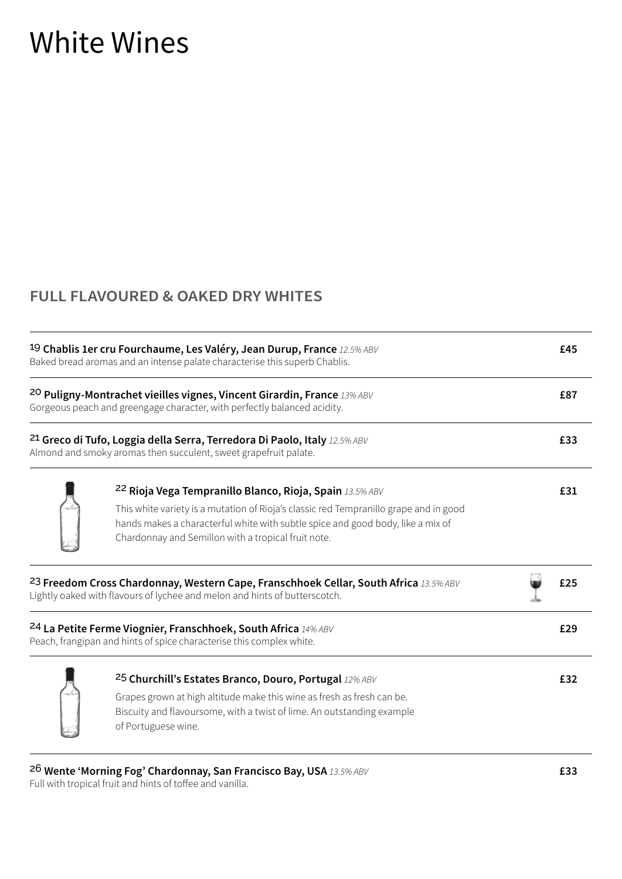# White Wines

## FULL FLAVOURED & OAKED DRY WHITES

19 **Chablis 1er cru Fourchaume, Les Valéry, Jean Durup, France** *12.5% ABV* **£45**
Baked bread aromas and an intense palate characterise this superb Chablis.

20 **Puligny-Montrachet vieilles vignes, Vincent Girardin, France** *13% ABV* **£87**
Gorgeous peach and greengage character, with perfectly balanced acidity.

21 **Greco di Tufo, Loggia della Serra, Terredora Di Paolo, Italy** *12.5% ABV* **£33**
Almond and smoky aromas then succulent, sweet grapefruit palate.

22 **Rioja Vega Tempranillo Blanco, Rioja, Spain** *13.5% ABV* **£31**
This white variety is a mutation of Rioja's classic red Tempranillo grape and in good hands makes a characterful white with subtle spice and good body, like a mix of Chardonnay and Semillon with a tropical fruit note.

23 **Freedom Cross Chardonnay, Western Cape, Franschhoek Cellar, South Africa** *13.5% ABV* **£25**
Lightly oaked with flavours of lychee and melon and hints of butterscotch.

24 **La Petite Ferme Viognier, Franschhoek, South Africa** *14% ABV* **£29**
Peach, frangipan and hints of spice characterise this complex white.

25 **Churchill's Estates Branco, Douro, Portugal** *12% ABV* **£32**
Grapes grown at high altitude make this wine as fresh as fresh can be. Biscuity and flavoursome, with a twist of lime. An outstanding example of Portuguese wine.

26 **Wente 'Morning Fog' Chardonnay, San Francisco Bay, USA** *13.5% ABV* **£33**
Full with tropical fruit and hints of toffee and vanilla.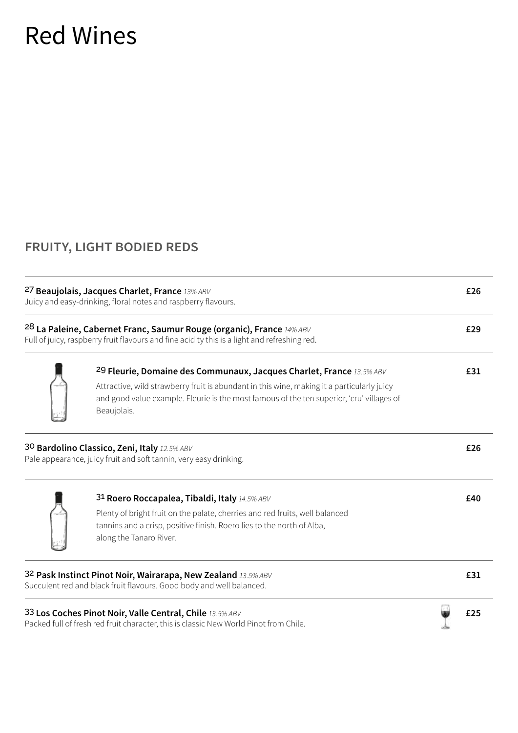# Red Wines

## FRUITY, LIGHT BODIED REDS

27 **Beaujolais, Jacques Charlet, France** *13% ABV* **£26**
Juicy and easy-drinking, floral notes and raspberry flavours.

28 **La Paleine, Cabernet Franc, Saumur Rouge (organic), France** *14% ABV* **£29**
Full of juicy, raspberry fruit flavours and fine acidity this is a light and refreshing red.

29 **Fleurie, Domaine des Communaux, Jacques Charlet, France** *13.5% ABV* **£31**
Attractive, wild strawberry fruit is abundant in this wine, making it a particularly juicy and good value example. Fleurie is the most famous of the ten superior, 'cru' villages of Beaujolais.

30 **Bardolino Classico, Zeni, Italy** *12.5% ABV* **£26**
Pale appearance, juicy fruit and soft tannin, very easy drinking.

31 **Roero Roccapalea, Tibaldi, Italy** *14.5% ABV* **£40**
Plenty of bright fruit on the palate, cherries and red fruits, well balanced tannins and a crisp, positive finish. Roero lies to the north of Alba, along the Tanaro River.

32 **Pask Instinct Pinot Noir, Wairarapa, New Zealand** *13.5% ABV* **£31**
Succulent red and black fruit flavours. Good body and well balanced.

33 **Los Coches Pinot Noir, Valle Central, Chile** *13.5% ABV* **£25**
Packed full of fresh red fruit character, this is classic New World Pinot from Chile.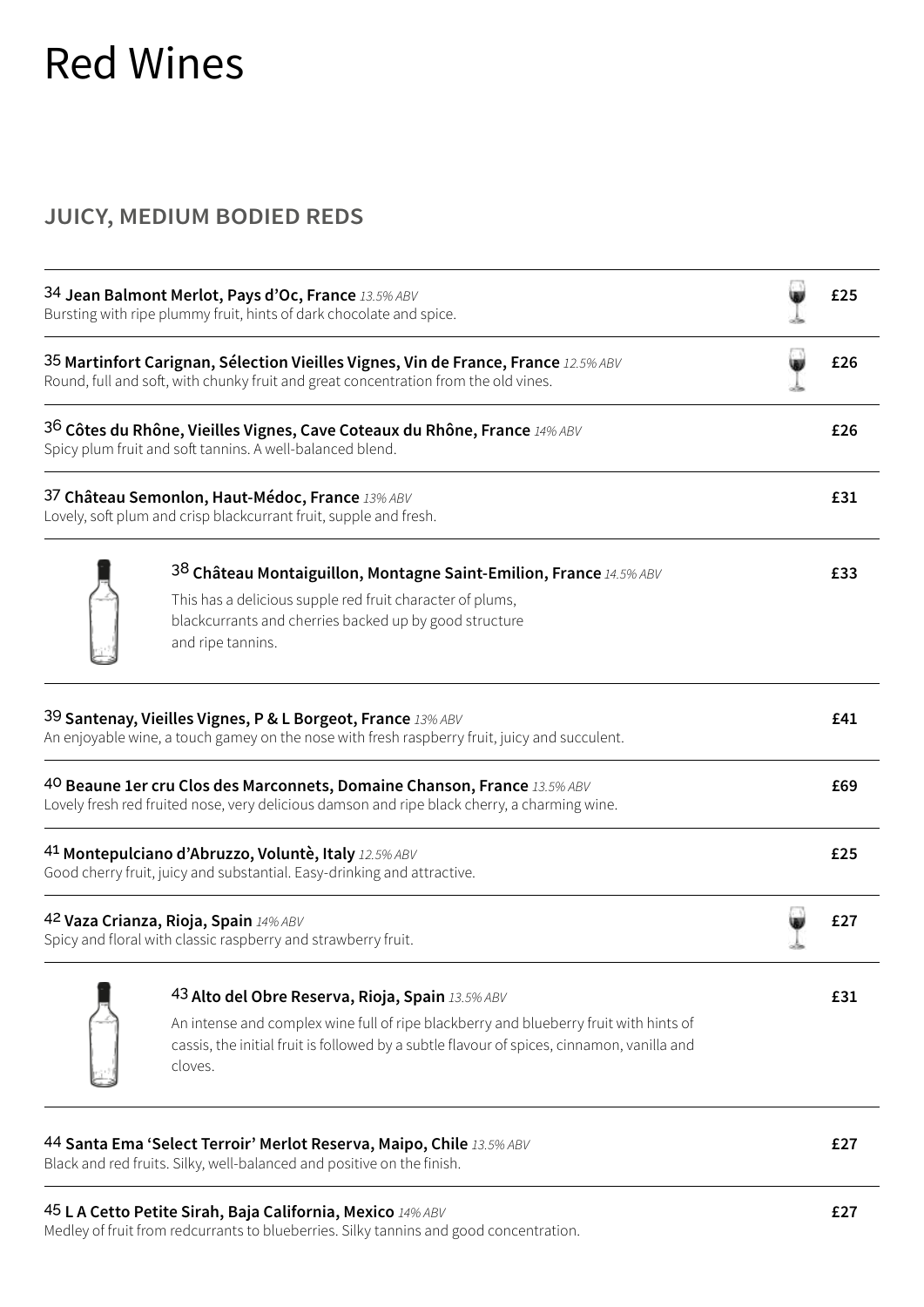# Red Wines

## JUICY, MEDIUM BODIED REDS

34 **Jean Balmont Merlot, Pays d'Oc, France** *13.5% ABV* **£25**
Bursting with ripe plummy fruit, hints of dark chocolate and spice.

35 **Martinfort Carignan, Sélection Vieilles Vignes, Vin de France, France** *12.5% ABV* **£26**
Round, full and soft, with chunky fruit and great concentration from the old vines.

36 **Côtes du Rhône, Vieilles Vignes, Cave Coteaux du Rhône, France** *14% ABV* **£26**
Spicy plum fruit and soft tannins. A well-balanced blend.

37 **Château Semonlon, Haut-Médoc, France** *13% ABV* **£31**
Lovely, soft plum and crisp blackcurrant fruit, supple and fresh.

38 **Château Montaiguillon, Montagne Saint-Emilion, France** *14.5% ABV* **£33**
This has a delicious supple red fruit character of plums, blackcurrants and cherries backed up by good structure and ripe tannins.

39 **Santenay, Vieilles Vignes, P & L Borgeot, France** *13% ABV* **£41**
An enjoyable wine, a touch gamey on the nose with fresh raspberry fruit, juicy and succulent.

40 **Beaune 1er cru Clos des Marconnets, Domaine Chanson, France** *13.5% ABV* **£69**
Lovely fresh red fruited nose, very delicious damson and ripe black cherry, a charming wine.

41 **Montepulciano d'Abruzzo, Voluntè, Italy** *12.5% ABV* **£25**
Good cherry fruit, juicy and substantial. Easy-drinking and attractive.

42 **Vaza Crianza, Rioja, Spain** *14% ABV* **£27**
Spicy and floral with classic raspberry and strawberry fruit.

43 **Alto del Obre Reserva, Rioja, Spain** *13.5% ABV* **£31**
An intense and complex wine full of ripe blackberry and blueberry fruit with hints of cassis, the initial fruit is followed by a subtle flavour of spices, cinnamon, vanilla and cloves.

44 **Santa Ema 'Select Terroir' Merlot Reserva, Maipo, Chile** *13.5% ABV* **£27**
Black and red fruits. Silky, well-balanced and positive on the finish.

45 **L A Cetto Petite Sirah, Baja California, Mexico** *14% ABV* **£27**
Medley of fruit from redcurrants to blueberries. Silky tannins and good concentration.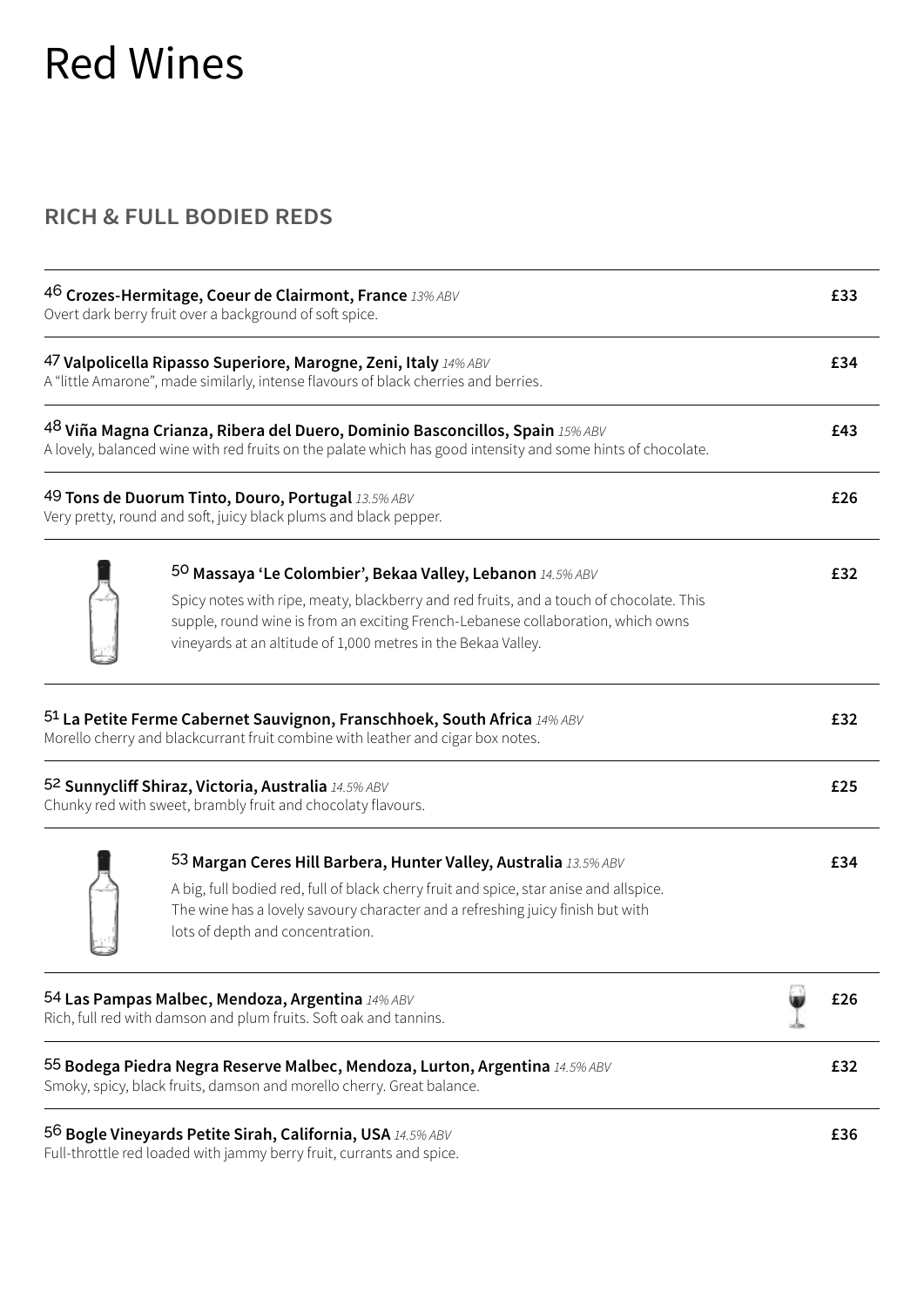# Red Wines

## RICH & FULL BODIED REDS

46 **Crozes-Hermitage, Coeur de Clairmont, France** *13% ABV* **£33**
Overt dark berry fruit over a background of soft spice.

47 **Valpolicella Ripasso Superiore, Marogne, Zeni, Italy** *14% ABV* **£34**
A "little Amarone", made similarly, intense flavours of black cherries and berries.

48 **Viña Magna Crianza, Ribera del Duero, Dominio Basconcillos, Spain** *15% ABV* **£43**
A lovely, balanced wine with red fruits on the palate which has good intensity and some hints of chocolate.

49 **Tons de Duorum Tinto, Douro, Portugal** *13.5% ABV* **£26**
Very pretty, round and soft, juicy black plums and black pepper.

50 **Massaya 'Le Colombier', Bekaa Valley, Lebanon** *14.5% ABV* **£32**
Spicy notes with ripe, meaty, blackberry and red fruits, and a touch of chocolate. This supple, round wine is from an exciting French-Lebanese collaboration, which owns vineyards at an altitude of 1,000 metres in the Bekaa Valley.

51 **La Petite Ferme Cabernet Sauvignon, Franschhoek, South Africa** *14% ABV* **£32**
Morello cherry and blackcurrant fruit combine with leather and cigar box notes.

52 **Sunnycliff Shiraz, Victoria, Australia** *14.5% ABV* **£25**
Chunky red with sweet, brambly fruit and chocolaty flavours.

53 **Margan Ceres Hill Barbera, Hunter Valley, Australia** *13.5% ABV* **£34**
A big, full bodied red, full of black cherry fruit and spice, star anise and allspice. The wine has a lovely savoury character and a refreshing juicy finish but with lots of depth and concentration.

54 **Las Pampas Malbec, Mendoza, Argentina** *14% ABV* **£26**
Rich, full red with damson and plum fruits. Soft oak and tannins.

55 **Bodega Piedra Negra Reserve Malbec, Mendoza, Lurton, Argentina** *14.5% ABV* **£32**
Smoky, spicy, black fruits, damson and morello cherry. Great balance.

56 **Bogle Vineyards Petite Sirah, California, USA** *14.5% ABV* **£36**
Full-throttle red loaded with jammy berry fruit, currants and spice.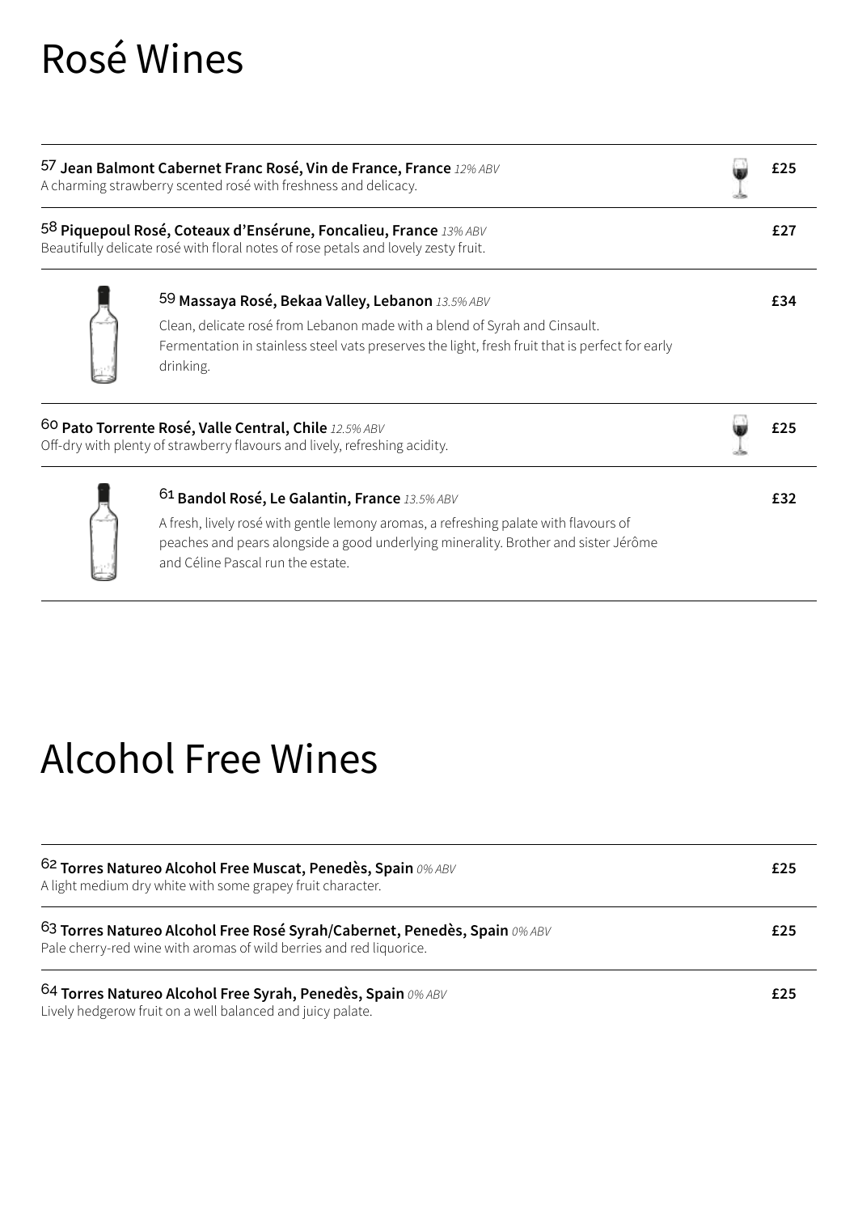# Rosé Wines

57 **Jean Balmont Cabernet Franc Rosé, Vin de France, France** *12% ABV* **£25**
A charming strawberry scented rosé with freshness and delicacy.

58 **Piquepoul Rosé, Coteaux d'Ensérune, Foncalieu, France** *13% ABV* **£27**
Beautifully delicate rosé with floral notes of rose petals and lovely zesty fruit.

59 **Massaya Rosé, Bekaa Valley, Lebanon** *13.5% ABV* **£34**
Clean, delicate rosé from Lebanon made with a blend of Syrah and Cinsault. Fermentation in stainless steel vats preserves the light, fresh fruit that is perfect for early drinking.

60 **Pato Torrente Rosé, Valle Central, Chile** *12.5% ABV* **£25**
Off-dry with plenty of strawberry flavours and lively, refreshing acidity.

61 **Bandol Rosé, Le Galantin, France** *13.5% ABV* **£32**
A fresh, lively rosé with gentle lemony aromas, a refreshing palate with flavours of peaches and pears alongside a good underlying minerality. Brother and sister Jérôme and Céline Pascal run the estate.

# Alcohol Free Wines

62 **Torres Natureo Alcohol Free Muscat, Penedès, Spain** *0% ABV* **£25**
A light medium dry white with some grapey fruit character.

63 **Torres Natureo Alcohol Free Rosé Syrah/Cabernet, Penedès, Spain** *0% ABV* **£25**
Pale cherry-red wine with aromas of wild berries and red liquorice.

64 **Torres Natureo Alcohol Free Syrah, Penedès, Spain** *0% ABV* **£25**
Lively hedgerow fruit on a well balanced and juicy palate.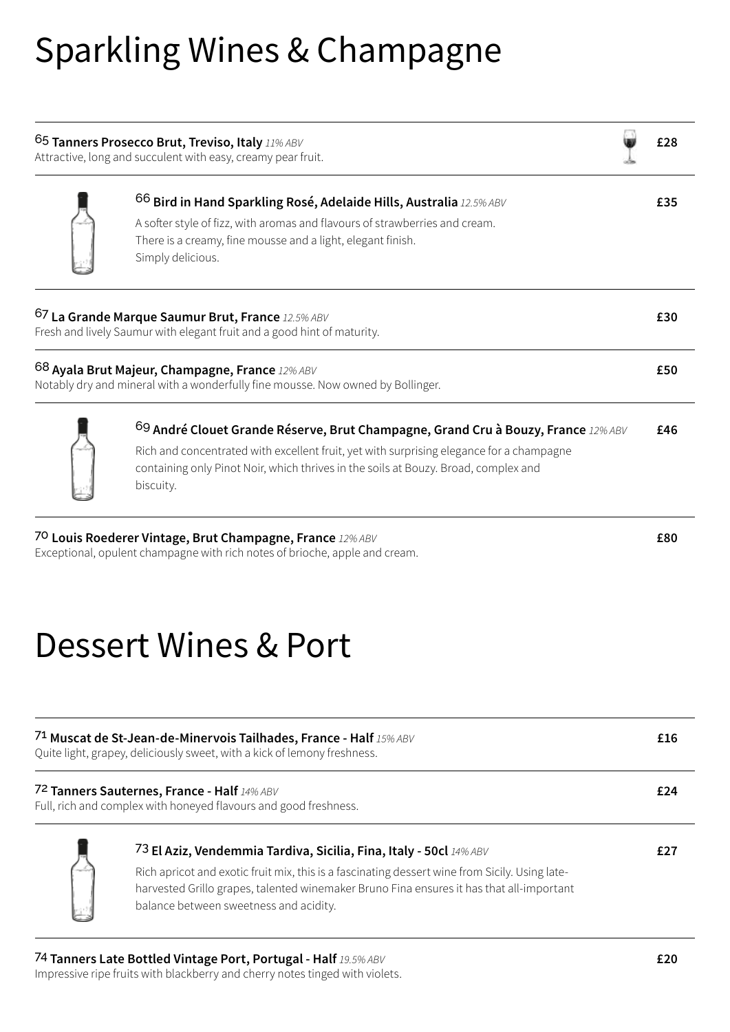# Sparkling Wines & Champagne

65 **Tanners Prosecco Brut, Treviso, Italy** *11% ABV* **£28**
Attractive, long and succulent with easy, creamy pear fruit.

66 **Bird in Hand Sparkling Rosé, Adelaide Hills, Australia** *12.5% ABV* **£35**
A softer style of fizz, with aromas and flavours of strawberries and cream.
There is a creamy, fine mousse and a light, elegant finish.
Simply delicious.

67 **La Grande Marque Saumur Brut, France** *12.5% ABV* **£30**
Fresh and lively Saumur with elegant fruit and a good hint of maturity.

68 **Ayala Brut Majeur, Champagne, France** *12% ABV* **£50**
Notably dry and mineral with a wonderfully fine mousse. Now owned by Bollinger.

69 **André Clouet Grande Réserve, Brut Champagne, Grand Cru à Bouzy, France** *12% ABV* **£46**
Rich and concentrated with excellent fruit, yet with surprising elegance for a champagne containing only Pinot Noir, which thrives in the soils at Bouzy. Broad, complex and biscuity.

70 **Louis Roederer Vintage, Brut Champagne, France** *12% ABV* **£80**
Exceptional, opulent champagne with rich notes of brioche, apple and cream.

# Dessert Wines & Port

71 **Muscat de St-Jean-de-Minervois Tailhades, France - Half** *15% ABV* **£16**
Quite light, grapey, deliciously sweet, with a kick of lemony freshness.

72 **Tanners Sauternes, France - Half** *14% ABV* **£24**
Full, rich and complex with honeyed flavours and good freshness.

73 **El Aziz, Vendemmia Tardiva, Sicilia, Fina, Italy - 50cl** *14% ABV* **£27**
Rich apricot and exotic fruit mix, this is a fascinating dessert wine from Sicily. Using late-harvested Grillo grapes, talented winemaker Bruno Fina ensures it has that all-important balance between sweetness and acidity.

74 **Tanners Late Bottled Vintage Port, Portugal - Half** *19.5% ABV* **£20**
Impressive ripe fruits with blackberry and cherry notes tinged with violets.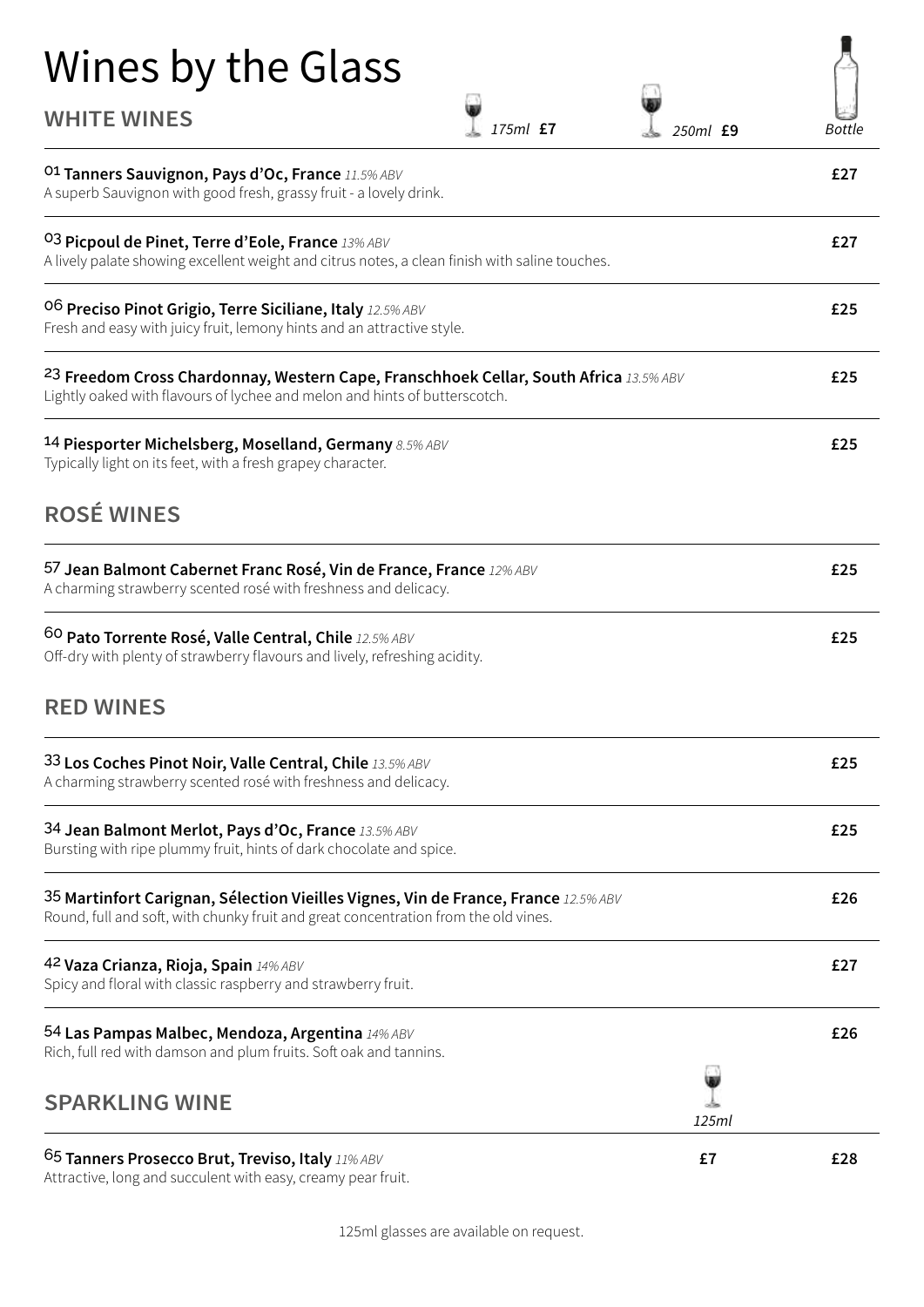# Wines by the Glass

## WHITE WINES

*175ml* **£7** | *250ml* **£9** | *Bottle*

01 **Tanners Sauvignon, Pays d'Oc, France** *11.5% ABV* — **£27**
A superb Sauvignon with good fresh, grassy fruit - a lovely drink.

03 **Picpoul de Pinet, Terre d'Eole, France** *13% ABV* — **£27**
A lively palate showing excellent weight and citrus notes, a clean finish with saline touches.

06 **Preciso Pinot Grigio, Terre Siciliane, Italy** *12.5% ABV* — **£25**
Fresh and easy with juicy fruit, lemony hints and an attractive style.

23 **Freedom Cross Chardonnay, Western Cape, Franschhoek Cellar, South Africa** *13.5% ABV* — **£25**
Lightly oaked with flavours of lychee and melon and hints of butterscotch.

14 **Piesporter Michelsberg, Moselland, Germany** *8.5% ABV* — **£25**
Typically light on its feet, with a fresh grapey character.

## ROSÉ WINES

57 **Jean Balmont Cabernet Franc Rosé, Vin de France, France** *12% ABV* — **£25**
A charming strawberry scented rosé with freshness and delicacy.

60 **Pato Torrente Rosé, Valle Central, Chile** *12.5% ABV* — **£25**
Off-dry with plenty of strawberry flavours and lively, refreshing acidity.

## RED WINES

33 **Los Coches Pinot Noir, Valle Central, Chile** *13.5% ABV* — **£25**
A charming strawberry scented rosé with freshness and delicacy.

34 **Jean Balmont Merlot, Pays d'Oc, France** *13.5% ABV* — **£25**
Bursting with ripe plummy fruit, hints of dark chocolate and spice.

35 **Martinfort Carignan, Sélection Vieilles Vignes, Vin de France, France** *12.5% ABV* — **£26**
Round, full and soft, with chunky fruit and great concentration from the old vines.

42 **Vaza Crianza, Rioja, Spain** *14% ABV* — **£27**
Spicy and floral with classic raspberry and strawberry fruit.

54 **Las Pampas Malbec, Mendoza, Argentina** *14% ABV* — **£26**
Rich, full red with damson and plum fruits. Soft oak and tannins.

## SPARKLING WINE

*125ml* | *Bottle*

65 **Tanners Prosecco Brut, Treviso, Italy** *11% ABV* — 125ml **£7** — Bottle **£28**
Attractive, long and succulent with easy, creamy pear fruit.

125ml glasses are available on request.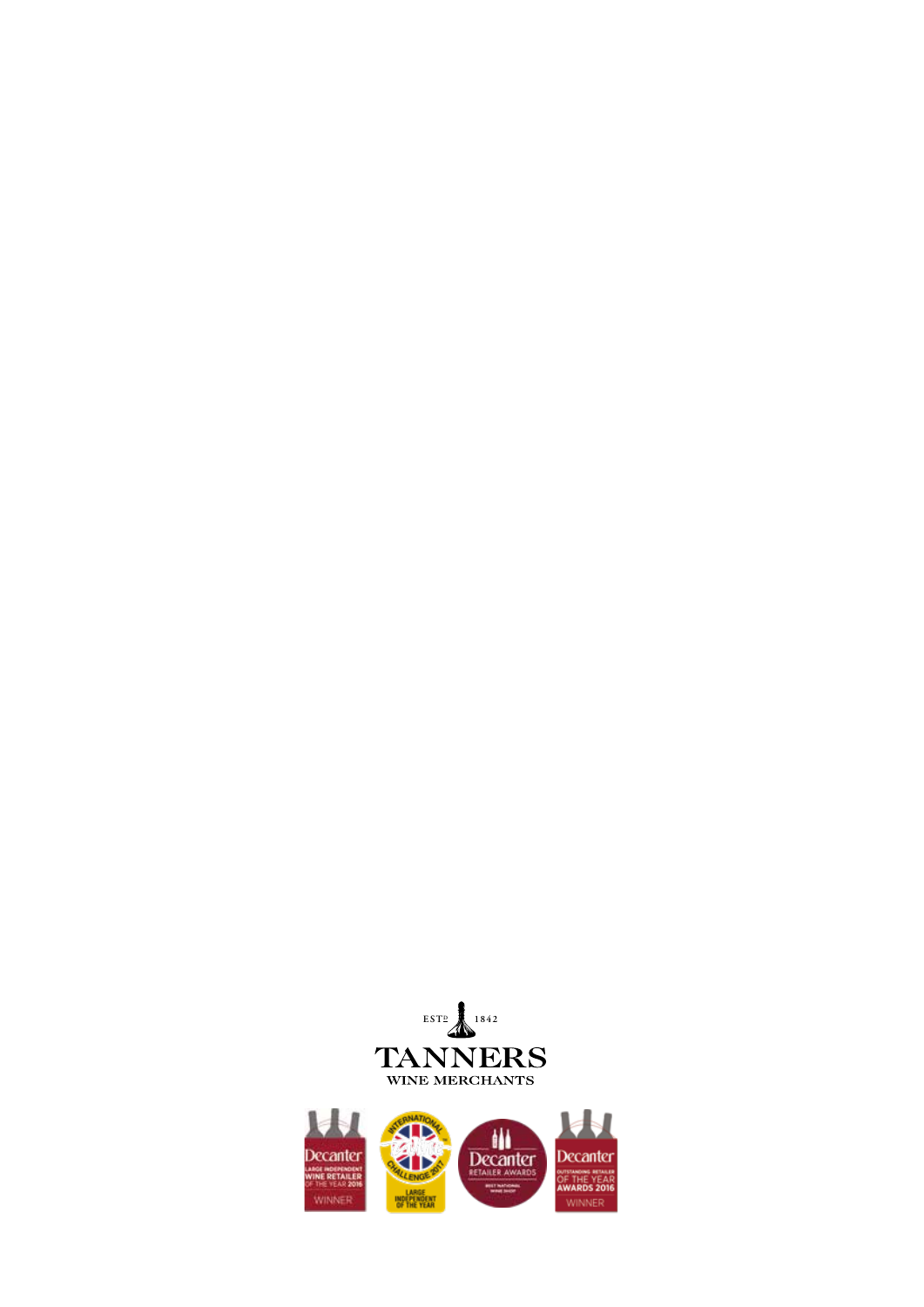ESTD 1842

TANNERS

WINE MERCHANTS